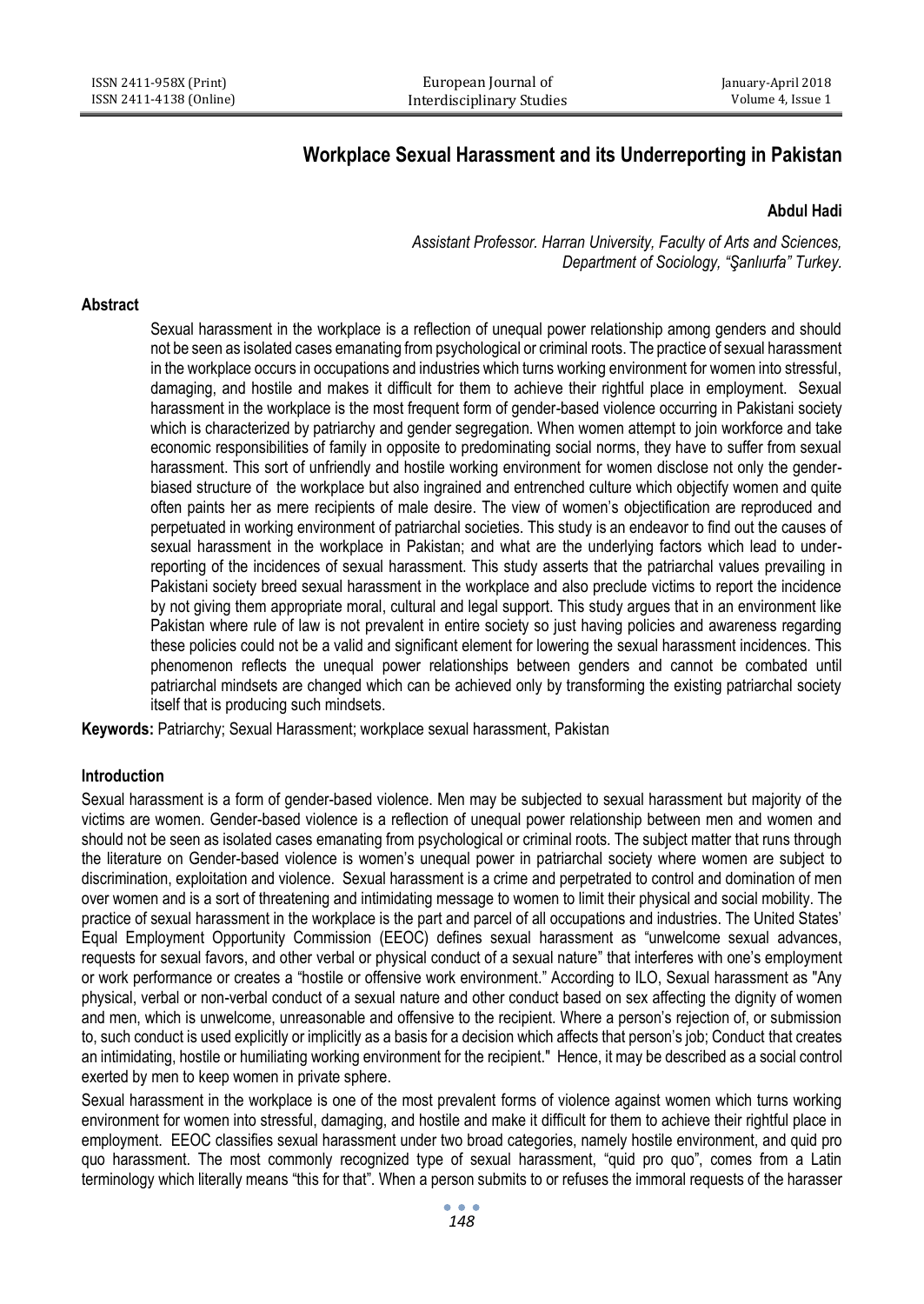# Workplace Sexual Harassment and its Underreporting in Pakistan

**Abdul Hadi**

*Assistant Professor. Harran University, Faculty of Arts and Sciences, Department of Sociology, "Şanlıurfa" Turkey.*

## Abstract

Sexual harassment in the workplace is a reflection of unequal power relationship among genders and should not be seen as isolated cases emanating from psychological or criminal roots. The practice of sexual harassment in the workplace occurs in occupations and industries which turns working environment for women into stressful, damaging, and hostile and makes it difficult for them to achieve their rightful place in employment. Sexual harassment in the workplace is the most frequent form of gender-based violence occurring in Pakistani society which is characterized by patriarchy and gender segregation. When women attempt to join workforce and take economic responsibilities of family in opposite to predominating social norms, they have to suffer from sexual harassment. This sort of unfriendly and hostile working environment for women disclose not only the gender-biased structure of the workplace but also ingrained and entrenched culture which objectify women and quite often paints her as mere recipients of male desire. The view of women's objectification are reproduced and perpetuated in working environment of patriarchal societies. This study is an endeavor to find out the causes of sexual harassment in the workplace in Pakistan; and what are the underlying factors which lead to under-reporting of the incidences of sexual harassment. This study asserts that the patriarchal values prevailing in Pakistani society breed sexual harassment in the workplace and also preclude victims to report the incidence by not giving them appropriate moral, cultural and legal support. This study argues that in an environment like Pakistan where rule of law is not prevalent in entire society so just having policies and awareness regarding these policies could not be a valid and significant element for lowering the sexual harassment incidences. This phenomenon reflects the unequal power relationships between genders and cannot be combated until patriarchal mindsets are changed which can be achieved only by transforming the existing patriarchal society itself that is producing such mindsets.

**Keywords:** Patriarchy; Sexual Harassment; workplace sexual harassment, Pakistan

## Introduction

Sexual harassment is a form of gender-based violence. Men may be subjected to sexual harassment but majority of the victims are women. Gender-based violence is a reflection of unequal power relationship between men and women and should not be seen as isolated cases emanating from psychological or criminal roots. The subject matter that runs through the literature on Gender-based violence is women's unequal power in patriarchal society where women are subject to discrimination, exploitation and violence. Sexual harassment is a crime and perpetrated to control and domination of men over women and is a sort of threatening and intimidating message to women to limit their physical and social mobility. The practice of sexual harassment in the workplace is the part and parcel of all occupations and industries. The United States' Equal Employment Opportunity Commission (EEOC) defines sexual harassment as "unwelcome sexual advances, requests for sexual favors, and other verbal or physical conduct of a sexual nature" that interferes with one's employment or work performance or creates a "hostile or offensive work environment." According to ILO, Sexual harassment as "Any physical, verbal or non-verbal conduct of a sexual nature and other conduct based on sex affecting the dignity of women and men, which is unwelcome, unreasonable and offensive to the recipient. Where a person's rejection of, or submission to, such conduct is used explicitly or implicitly as a basis for a decision which affects that person's job; Conduct that creates an intimidating, hostile or humiliating working environment for the recipient." Hence, it may be described as a social control exerted by men to keep women in private sphere.

Sexual harassment in the workplace is one of the most prevalent forms of violence against women which turns working environment for women into stressful, damaging, and hostile and make it difficult for them to achieve their rightful place in employment. EEOC classifies sexual harassment under two broad categories, namely hostile environment, and quid pro quo harassment. The most commonly recognized type of sexual harassment, "quid pro quo", comes from a Latin terminology which literally means "this for that". When a person submits to or refuses the immoral requests of the harasser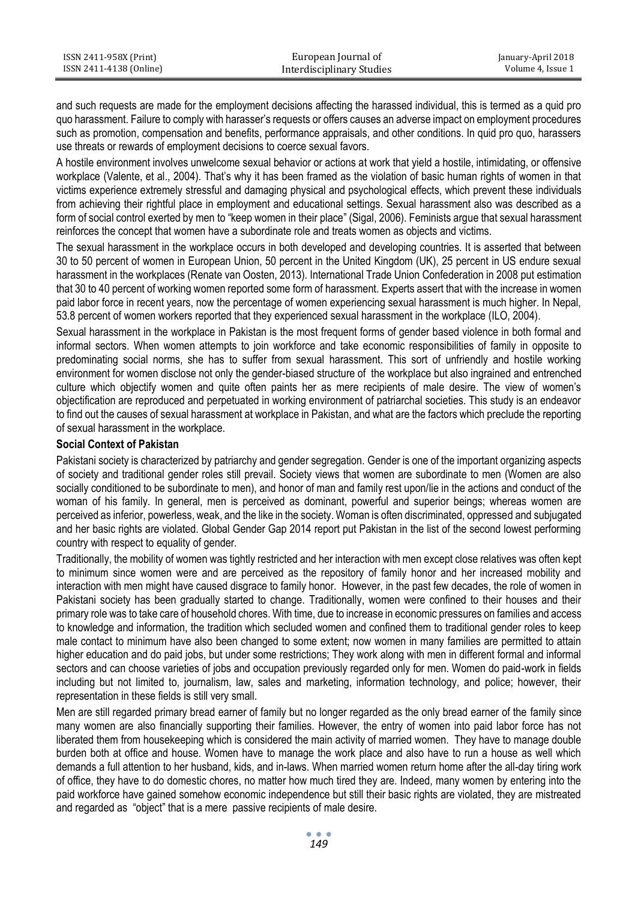and such requests are made for the employment decisions affecting the harassed individual, this is termed as a quid pro quo harassment. Failure to comply with harasser's requests or offers causes an adverse impact on employment procedures such as promotion, compensation and benefits, performance appraisals, and other conditions. In quid pro quo, harassers use threats or rewards of employment decisions to coerce sexual favors.

A hostile environment involves unwelcome sexual behavior or actions at work that yield a hostile, intimidating, or offensive workplace (Valente, et al., 2004). That's why it has been framed as the violation of basic human rights of women in that victims experience extremely stressful and damaging physical and psychological effects, which prevent these individuals from achieving their rightful place in employment and educational settings. Sexual harassment also was described as a form of social control exerted by men to "keep women in their place" (Sigal, 2006). Feminists argue that sexual harassment reinforces the concept that women have a subordinate role and treats women as objects and victims.

The sexual harassment in the workplace occurs in both developed and developing countries. It is asserted that between 30 to 50 percent of women in European Union, 50 percent in the United Kingdom (UK), 25 percent in US endure sexual harassment in the workplaces (Renate van Oosten, 2013). International Trade Union Confederation in 2008 put estimation that 30 to 40 percent of working women reported some form of harassment. Experts assert that with the increase in women paid labor force in recent years, now the percentage of women experiencing sexual harassment is much higher. In Nepal, 53.8 percent of women workers reported that they experienced sexual harassment in the workplace (ILO, 2004).

Sexual harassment in the workplace in Pakistan is the most frequent forms of gender based violence in both formal and informal sectors. When women attempts to join workforce and take economic responsibilities of family in opposite to predominating social norms, she has to suffer from sexual harassment. This sort of unfriendly and hostile working environment for women disclose not only the gender-biased structure of the workplace but also ingrained and entrenched culture which objectify women and quite often paints her as mere recipients of male desire. The view of women's objectification are reproduced and perpetuated in working environment of patriarchal societies. This study is an endeavor to find out the causes of sexual harassment at workplace in Pakistan, and what are the factors which preclude the reporting of sexual harassment in the workplace.

**Social Context of Pakistan**

Pakistani society is characterized by patriarchy and gender segregation. Gender is one of the important organizing aspects of society and traditional gender roles still prevail. Society views that women are subordinate to men (Women are also socially conditioned to be subordinate to men), and honor of man and family rest upon/lie in the actions and conduct of the woman of his family. In general, men is perceived as dominant, powerful and superior beings; whereas women are perceived as inferior, powerless, weak, and the like in the society. Woman is often discriminated, oppressed and subjugated and her basic rights are violated. Global Gender Gap 2014 report put Pakistan in the list of the second lowest performing country with respect to equality of gender.

Traditionally, the mobility of women was tightly restricted and her interaction with men except close relatives was often kept to minimum since women were and are perceived as the repository of family honor and her increased mobility and interaction with men might have caused disgrace to family honor. However, in the past few decades, the role of women in Pakistani society has been gradually started to change. Traditionally, women were confined to their houses and their primary role was to take care of household chores. With time, due to increase in economic pressures on families and access to knowledge and information, the tradition which secluded women and confined them to traditional gender roles to keep male contact to minimum have also been changed to some extent; now women in many families are permitted to attain higher education and do paid jobs, but under some restrictions; They work along with men in different formal and informal sectors and can choose varieties of jobs and occupation previously regarded only for men. Women do paid-work in fields including but not limited to, journalism, law, sales and marketing, information technology, and police; however, their representation in these fields is still very small.

Men are still regarded primary bread earner of family but no longer regarded as the only bread earner of the family since many women are also financially supporting their families. However, the entry of women into paid labor force has not liberated them from housekeeping which is considered the main activity of married women. They have to manage double burden both at office and house. Women have to manage the work place and also have to run a house as well which demands a full attention to her husband, kids, and in-laws. When married women return home after the all-day tiring work of office, they have to do domestic chores, no matter how much tired they are. Indeed, many women by entering into the paid workforce have gained somehow economic independence but still their basic rights are violated, they are mistreated and regarded as "object" that is a mere passive recipients of male desire.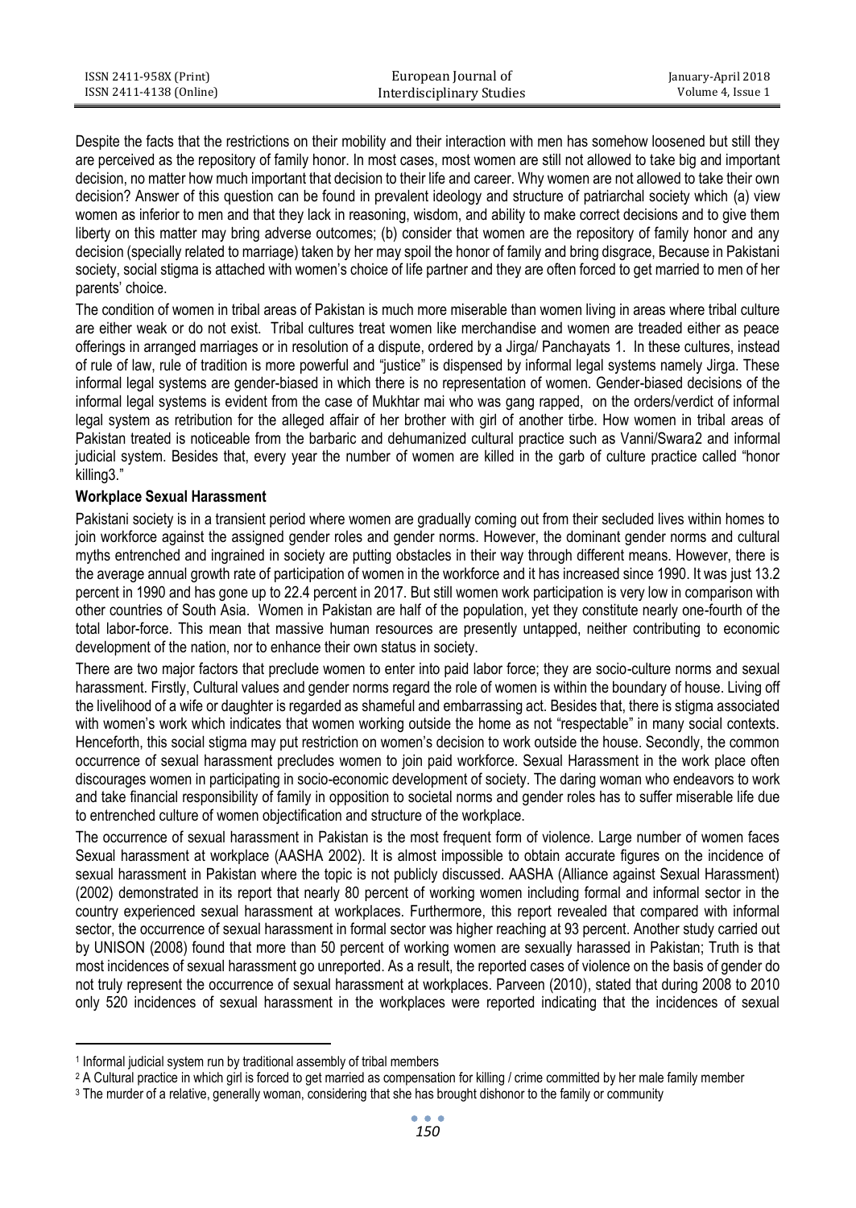Despite the facts that the restrictions on their mobility and their interaction with men has somehow loosened but still they are perceived as the repository of family honor. In most cases, most women are still not allowed to take big and important decision, no matter how much important that decision to their life and career. Why women are not allowed to take their own decision? Answer of this question can be found in prevalent ideology and structure of patriarchal society which (a) view women as inferior to men and that they lack in reasoning, wisdom, and ability to make correct decisions and to give them liberty on this matter may bring adverse outcomes; (b) consider that women are the repository of family honor and any decision (specially related to marriage) taken by her may spoil the honor of family and bring disgrace, Because in Pakistani society, social stigma is attached with women's choice of life partner and they are often forced to get married to men of her parents' choice.

The condition of women in tribal areas of Pakistan is much more miserable than women living in areas where tribal culture are either weak or do not exist. Tribal cultures treat women like merchandise and women are treaded either as peace offerings in arranged marriages or in resolution of a dispute, ordered by a Jirga/ Panchayats [1]. In these cultures, instead of rule of law, rule of tradition is more powerful and "justice" is dispensed by informal legal systems namely Jirga. These informal legal systems are gender-biased in which there is no representation of women. Gender-biased decisions of the informal legal systems is evident from the case of Mukhtar mai who was gang rapped, on the orders/verdict of informal legal system as retribution for the alleged affair of her brother with girl of another tirbe. How women in tribal areas of Pakistan treated is noticeable from the barbaric and dehumanized cultural practice such as Vanni/Swara[2] and informal judicial system. Besides that, every year the number of women are killed in the garb of culture practice called "honor killing[3]."

**Workplace Sexual Harassment**

Pakistani society is in a transient period where women are gradually coming out from their secluded lives within homes to join workforce against the assigned gender roles and gender norms. However, the dominant gender norms and cultural myths entrenched and ingrained in society are putting obstacles in their way through different means. However, there is the average annual growth rate of participation of women in the workforce and it has increased since 1990. It was just 13.2 percent in 1990 and has gone up to 22.4 percent in 2017. But still women work participation is very low in comparison with other countries of South Asia. Women in Pakistan are half of the population, yet they constitute nearly one-fourth of the total labor-force. This mean that massive human resources are presently untapped, neither contributing to economic development of the nation, nor to enhance their own status in society.

There are two major factors that preclude women to enter into paid labor force; they are socio-culture norms and sexual harassment. Firstly, Cultural values and gender norms regard the role of women is within the boundary of house. Living off the livelihood of a wife or daughter is regarded as shameful and embarrassing act. Besides that, there is stigma associated with women's work which indicates that women working outside the home as not "respectable" in many social contexts. Henceforth, this social stigma may put restriction on women's decision to work outside the house. Secondly, the common occurrence of sexual harassment precludes women to join paid workforce. Sexual Harassment in the work place often discourages women in participating in socio-economic development of society. The daring woman who endeavors to work and take financial responsibility of family in opposition to societal norms and gender roles has to suffer miserable life due to entrenched culture of women objectification and structure of the workplace.

The occurrence of sexual harassment in Pakistan is the most frequent form of violence. Large number of women faces Sexual harassment at workplace (AASHA 2002). It is almost impossible to obtain accurate figures on the incidence of sexual harassment in Pakistan where the topic is not publicly discussed. AASHA (Alliance against Sexual Harassment) (2002) demonstrated in its report that nearly 80 percent of working women including formal and informal sector in the country experienced sexual harassment at workplaces. Furthermore, this report revealed that compared with informal sector, the occurrence of sexual harassment in formal sector was higher reaching at 93 percent. Another study carried out by UNISON (2008) found that more than 50 percent of working women are sexually harassed in Pakistan; Truth is that most incidences of sexual harassment go unreported. As a result, the reported cases of violence on the basis of gender do not truly represent the occurrence of sexual harassment at workplaces. Parveen (2010), stated that during 2008 to 2010 only 520 incidences of sexual harassment in the workplaces were reported indicating that the incidences of sexual

---

[1] Informal judicial system run by traditional assembly of tribal members

[2] A Cultural practice in which girl is forced to get married as compensation for killing / crime committed by her male family member

[3] The murder of a relative, generally woman, considering that she has brought dishonor to the family or community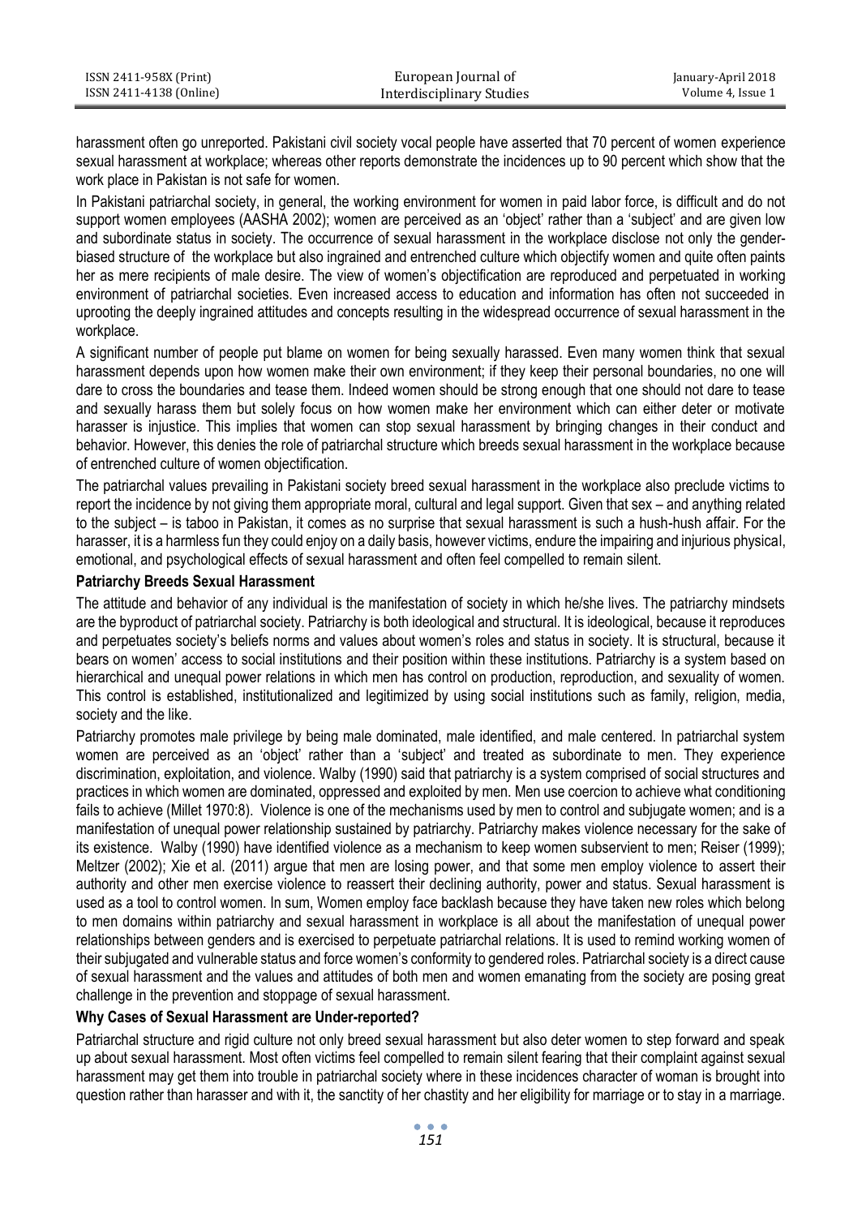harassment often go unreported. Pakistani civil society vocal people have asserted that 70 percent of women experience sexual harassment at workplace; whereas other reports demonstrate the incidences up to 90 percent which show that the work place in Pakistan is not safe for women.

In Pakistani patriarchal society, in general, the working environment for women in paid labor force, is difficult and do not support women employees (AASHA 2002); women are perceived as an 'object' rather than a 'subject' and are given low and subordinate status in society. The occurrence of sexual harassment in the workplace disclose not only the gender-biased structure of the workplace but also ingrained and entrenched culture which objectify women and quite often paints her as mere recipients of male desire. The view of women's objectification are reproduced and perpetuated in working environment of patriarchal societies. Even increased access to education and information has often not succeeded in uprooting the deeply ingrained attitudes and concepts resulting in the widespread occurrence of sexual harassment in the workplace.

A significant number of people put blame on women for being sexually harassed. Even many women think that sexual harassment depends upon how women make their own environment; if they keep their personal boundaries, no one will dare to cross the boundaries and tease them. Indeed women should be strong enough that one should not dare to tease and sexually harass them but solely focus on how women make her environment which can either deter or motivate harasser is injustice. This implies that women can stop sexual harassment by bringing changes in their conduct and behavior. However, this denies the role of patriarchal structure which breeds sexual harassment in the workplace because of entrenched culture of women objectification.

The patriarchal values prevailing in Pakistani society breed sexual harassment in the workplace also preclude victims to report the incidence by not giving them appropriate moral, cultural and legal support. Given that sex – and anything related to the subject – is taboo in Pakistan, it comes as no surprise that sexual harassment is such a hush-hush affair. For the harasser, it is a harmless fun they could enjoy on a daily basis, however victims, endure the impairing and injurious physical, emotional, and psychological effects of sexual harassment and often feel compelled to remain silent.

**Patriarchy Breeds Sexual Harassment**

The attitude and behavior of any individual is the manifestation of society in which he/she lives. The patriarchy mindsets are the byproduct of patriarchal society. Patriarchy is both ideological and structural. It is ideological, because it reproduces and perpetuates society's beliefs norms and values about women's roles and status in society. It is structural, because it bears on women' access to social institutions and their position within these institutions. Patriarchy is a system based on hierarchical and unequal power relations in which men has control on production, reproduction, and sexuality of women. This control is established, institutionalized and legitimized by using social institutions such as family, religion, media, society and the like.

Patriarchy promotes male privilege by being male dominated, male identified, and male centered. In patriarchal system women are perceived as an 'object' rather than a 'subject' and treated as subordinate to men. They experience discrimination, exploitation, and violence. Walby (1990) said that patriarchy is a system comprised of social structures and practices in which women are dominated, oppressed and exploited by men. Men use coercion to achieve what conditioning fails to achieve (Millet 1970:8). Violence is one of the mechanisms used by men to control and subjugate women; and is a manifestation of unequal power relationship sustained by patriarchy. Patriarchy makes violence necessary for the sake of its existence. Walby (1990) have identified violence as a mechanism to keep women subservient to men; Reiser (1999); Meltzer (2002); Xie et al. (2011) argue that men are losing power, and that some men employ violence to assert their authority and other men exercise violence to reassert their declining authority, power and status. Sexual harassment is used as a tool to control women. In sum, Women employ face backlash because they have taken new roles which belong to men domains within patriarchy and sexual harassment in workplace is all about the manifestation of unequal power relationships between genders and is exercised to perpetuate patriarchal relations. It is used to remind working women of their subjugated and vulnerable status and force women's conformity to gendered roles. Patriarchal society is a direct cause of sexual harassment and the values and attitudes of both men and women emanating from the society are posing great challenge in the prevention and stoppage of sexual harassment.

**Why Cases of Sexual Harassment are Under-reported?**

Patriarchal structure and rigid culture not only breed sexual harassment but also deter women to step forward and speak up about sexual harassment. Most often victims feel compelled to remain silent fearing that their complaint against sexual harassment may get them into trouble in patriarchal society where in these incidences character of woman is brought into question rather than harasser and with it, the sanctity of her chastity and her eligibility for marriage or to stay in a marriage.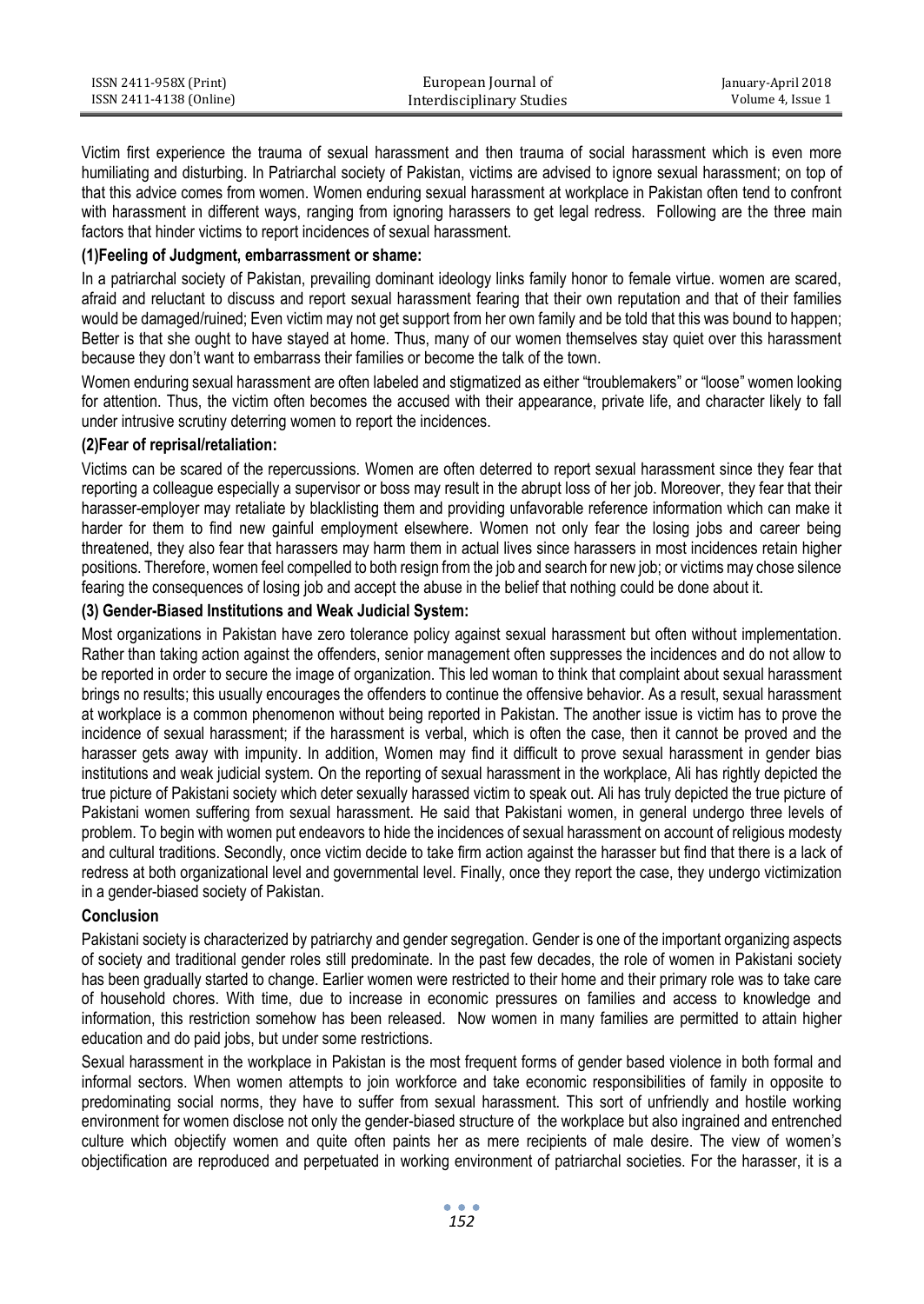Victim first experience the trauma of sexual harassment and then trauma of social harassment which is even more humiliating and disturbing. In Patriarchal society of Pakistan, victims are advised to ignore sexual harassment; on top of that this advice comes from women. Women enduring sexual harassment at workplace in Pakistan often tend to confront with harassment in different ways, ranging from ignoring harassers to get legal redress. Following are the three main factors that hinder victims to report incidences of sexual harassment.

**(1)Feeling of Judgment, embarrassment or shame:**

In a patriarchal society of Pakistan, prevailing dominant ideology links family honor to female virtue. women are scared, afraid and reluctant to discuss and report sexual harassment fearing that their own reputation and that of their families would be damaged/ruined; Even victim may not get support from her own family and be told that this was bound to happen; Better is that she ought to have stayed at home. Thus, many of our women themselves stay quiet over this harassment because they don't want to embarrass their families or become the talk of the town.

Women enduring sexual harassment are often labeled and stigmatized as either "troublemakers" or "loose" women looking for attention. Thus, the victim often becomes the accused with their appearance, private life, and character likely to fall under intrusive scrutiny deterring women to report the incidences.

**(2)Fear of reprisal/retaliation:**

Victims can be scared of the repercussions. Women are often deterred to report sexual harassment since they fear that reporting a colleague especially a supervisor or boss may result in the abrupt loss of her job. Moreover, they fear that their harasser-employer may retaliate by blacklisting them and providing unfavorable reference information which can make it harder for them to find new gainful employment elsewhere. Women not only fear the losing jobs and career being threatened, they also fear that harassers may harm them in actual lives since harassers in most incidences retain higher positions. Therefore, women feel compelled to both resign from the job and search for new job; or victims may chose silence fearing the consequences of losing job and accept the abuse in the belief that nothing could be done about it.

**(3) Gender-Biased Institutions and Weak Judicial System:**

Most organizations in Pakistan have zero tolerance policy against sexual harassment but often without implementation. Rather than taking action against the offenders, senior management often suppresses the incidences and do not allow to be reported in order to secure the image of organization. This led woman to think that complaint about sexual harassment brings no results; this usually encourages the offenders to continue the offensive behavior. As a result, sexual harassment at workplace is a common phenomenon without being reported in Pakistan. The another issue is victim has to prove the incidence of sexual harassment; if the harassment is verbal, which is often the case, then it cannot be proved and the harasser gets away with impunity. In addition, Women may find it difficult to prove sexual harassment in gender bias institutions and weak judicial system. On the reporting of sexual harassment in the workplace, Ali has rightly depicted the true picture of Pakistani society which deter sexually harassed victim to speak out. Ali has truly depicted the true picture of Pakistani women suffering from sexual harassment. He said that Pakistani women, in general undergo three levels of problem. To begin with women put endeavors to hide the incidences of sexual harassment on account of religious modesty and cultural traditions. Secondly, once victim decide to take firm action against the harasser but find that there is a lack of redress at both organizational level and governmental level. Finally, once they report the case, they undergo victimization in a gender-biased society of Pakistan.

**Conclusion**

Pakistani society is characterized by patriarchy and gender segregation. Gender is one of the important organizing aspects of society and traditional gender roles still predominate. In the past few decades, the role of women in Pakistani society has been gradually started to change. Earlier women were restricted to their home and their primary role was to take care of household chores. With time, due to increase in economic pressures on families and access to knowledge and information, this restriction somehow has been released. Now women in many families are permitted to attain higher education and do paid jobs, but under some restrictions.

Sexual harassment in the workplace in Pakistan is the most frequent forms of gender based violence in both formal and informal sectors. When women attempts to join workforce and take economic responsibilities of family in opposite to predominating social norms, they have to suffer from sexual harassment. This sort of unfriendly and hostile working environment for women disclose not only the gender-biased structure of the workplace but also ingrained and entrenched culture which objectify women and quite often paints her as mere recipients of male desire. The view of women's objectification are reproduced and perpetuated in working environment of patriarchal societies. For the harasser, it is a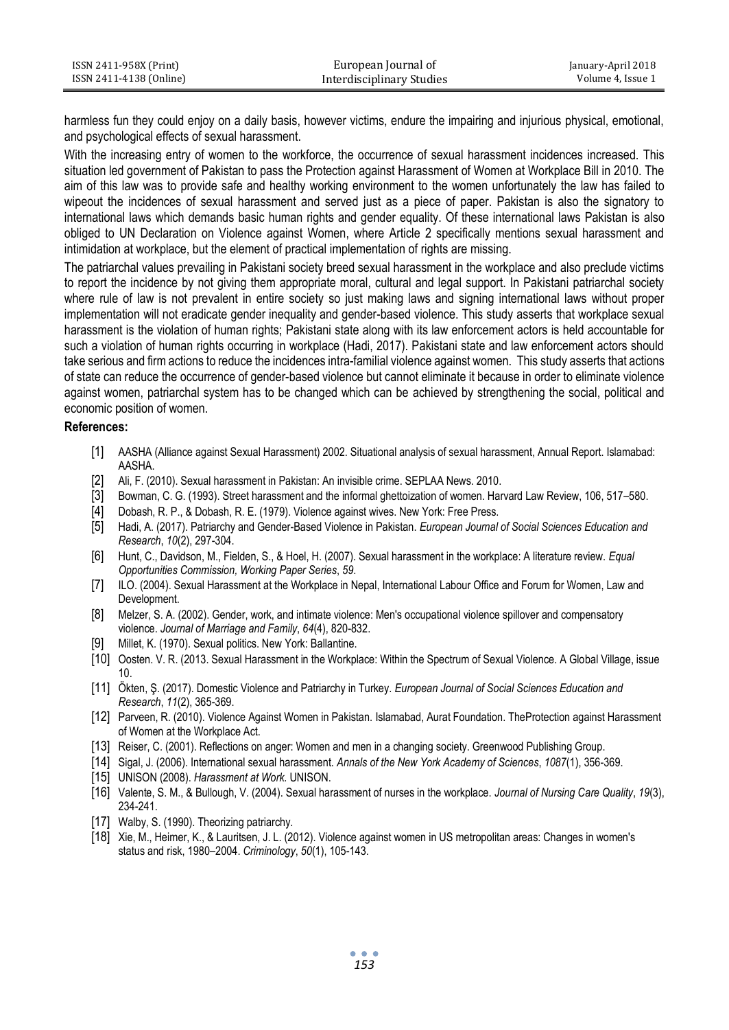harmless fun they could enjoy on a daily basis, however victims, endure the impairing and injurious physical, emotional, and psychological effects of sexual harassment.

With the increasing entry of women to the workforce, the occurrence of sexual harassment incidences increased. This situation led government of Pakistan to pass the Protection against Harassment of Women at Workplace Bill in 2010. The aim of this law was to provide safe and healthy working environment to the women unfortunately the law has failed to wipeout the incidences of sexual harassment and served just as a piece of paper. Pakistan is also the signatory to international laws which demands basic human rights and gender equality. Of these international laws Pakistan is also obliged to UN Declaration on Violence against Women, where Article 2 specifically mentions sexual harassment and intimidation at workplace, but the element of practical implementation of rights are missing.

The patriarchal values prevailing in Pakistani society breed sexual harassment in the workplace and also preclude victims to report the incidence by not giving them appropriate moral, cultural and legal support. In Pakistani patriarchal society where rule of law is not prevalent in entire society so just making laws and signing international laws without proper implementation will not eradicate gender inequality and gender-based violence. This study asserts that workplace sexual harassment is the violation of human rights; Pakistani state along with its law enforcement actors is held accountable for such a violation of human rights occurring in workplace (Hadi, 2017). Pakistani state and law enforcement actors should take serious and firm actions to reduce the incidences intra-familial violence against women. This study asserts that actions of state can reduce the occurrence of gender-based violence but cannot eliminate it because in order to eliminate violence against women, patriarchal system has to be changed which can be achieved by strengthening the social, political and economic position of women.

**References:**

[1] AASHA (Alliance against Sexual Harassment) 2002. Situational analysis of sexual harassment, Annual Report. Islamabad: AASHA.

[2] Ali, F. (2010). Sexual harassment in Pakistan: An invisible crime. SEPLAA News. 2010.

[3] Bowman, C. G. (1993). Street harassment and the informal ghettoization of women. Harvard Law Review, 106, 517–580.

[4] Dobash, R. P., & Dobash, R. E. (1979). Violence against wives. New York: Free Press.

[5] Hadi, A. (2017). Patriarchy and Gender-Based Violence in Pakistan. *European Journal of Social Sciences Education and Research*, *10*(2), 297-304.

[6] Hunt, C., Davidson, M., Fielden, S., & Hoel, H. (2007). Sexual harassment in the workplace: A literature review. *Equal Opportunities Commission, Working Paper Series*, *59*.

[7] ILO. (2004). Sexual Harassment at the Workplace in Nepal, International Labour Office and Forum for Women, Law and Development.

[8] Melzer, S. A. (2002). Gender, work, and intimate violence: Men's occupational violence spillover and compensatory violence. *Journal of Marriage and Family*, *64*(4), 820-832.

[9] Millet, K. (1970). Sexual politics. New York: Ballantine.

[10] Oosten. V. R. (2013. Sexual Harassment in the Workplace: Within the Spectrum of Sexual Violence. A Global Village, issue 10.

[11] Ökten, Ş. (2017). Domestic Violence and Patriarchy in Turkey. *European Journal of Social Sciences Education and Research*, *11*(2), 365-369.

[12] Parveen, R. (2010). Violence Against Women in Pakistan. Islamabad, Aurat Foundation. TheProtection against Harassment of Women at the Workplace Act.

[13] Reiser, C. (2001). Reflections on anger: Women and men in a changing society. Greenwood Publishing Group.

[14] Sigal, J. (2006). International sexual harassment. *Annals of the New York Academy of Sciences*, *1087*(1), 356-369.

[15] UNISON (2008). *Harassment at Work.* UNISON.

[16] Valente, S. M., & Bullough, V. (2004). Sexual harassment of nurses in the workplace. *Journal of Nursing Care Quality*, *19*(3), 234-241.

[17] Walby, S. (1990). Theorizing patriarchy.

[18] Xie, M., Heimer, K., & Lauritsen, J. L. (2012). Violence against women in US metropolitan areas: Changes in women's status and risk, 1980–2004. *Criminology*, *50*(1), 105-143.